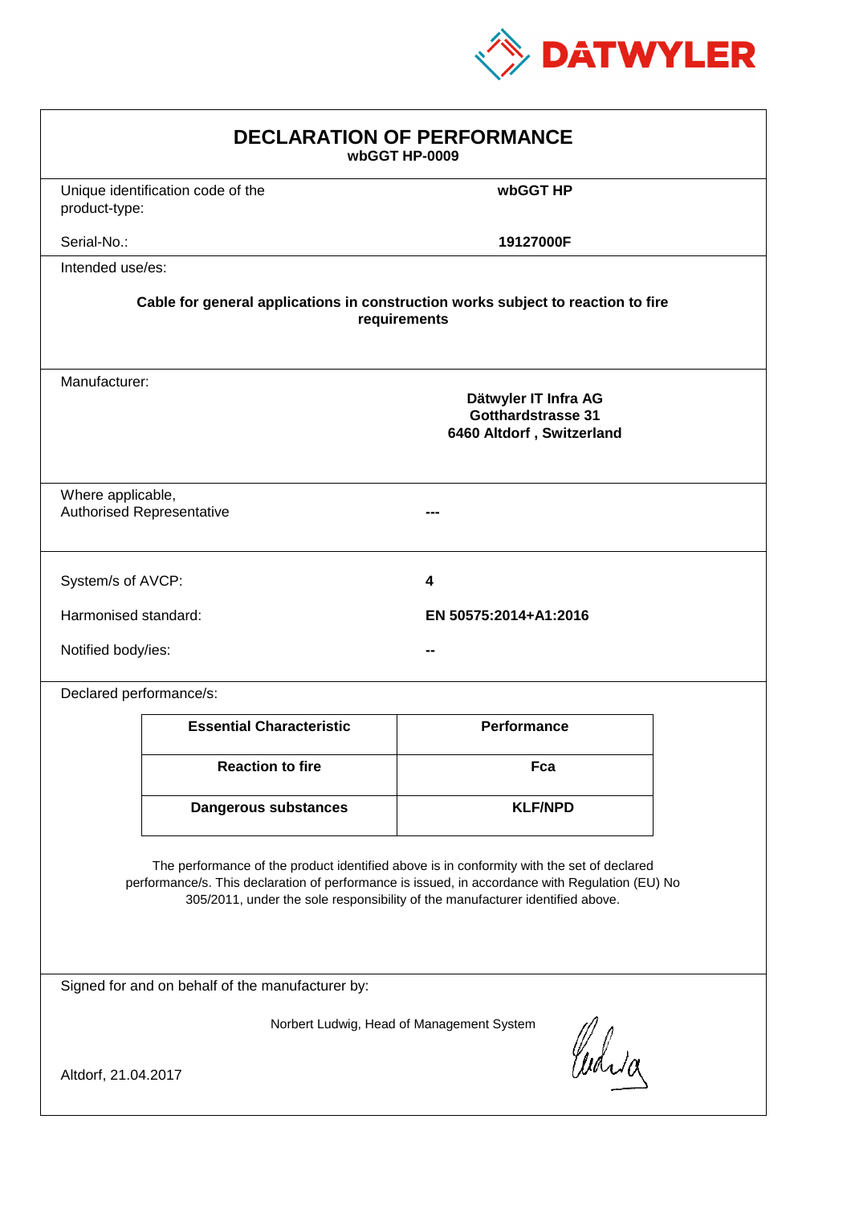DATWYLER

# DECLARATION OF PERFORMANCE

**wbGGT HP-0009**

| | |
|---|---|
| Unique identification code of the product-type: | **wbGGT HP** |
| Serial-No.: | **19127000F** |

Intended use/es:

**Cable for general applications in construction works subject to reaction to fire requirements**

Manufacturer:

**Dätwyler IT Infra AG**
**Gotthardstrasse 31**
**6460 Altdorf , Switzerland**

| | |
|---|---|
| Where applicable, Authorised Representative | --- |
| System/s of AVCP: | **4** |
| Harmonised standard: | **EN 50575:2014+A1:2016** |
| Notified body/ies: | -- |

Declared performance/s:

| Essential Characteristic | Performance |
|---|---|
| **Reaction to fire** | **Fca** |
| **Dangerous substances** | **KLF/NPD** |

The performance of the product identified above is in conformity with the set of declared performance/s. This declaration of performance is issued, in accordance with Regulation (EU) No 305/2011, under the sole responsibility of the manufacturer identified above.

Signed for and on behalf of the manufacturer by:

Norbert Ludwig, Head of Management System

Altdorf, 21.04.2017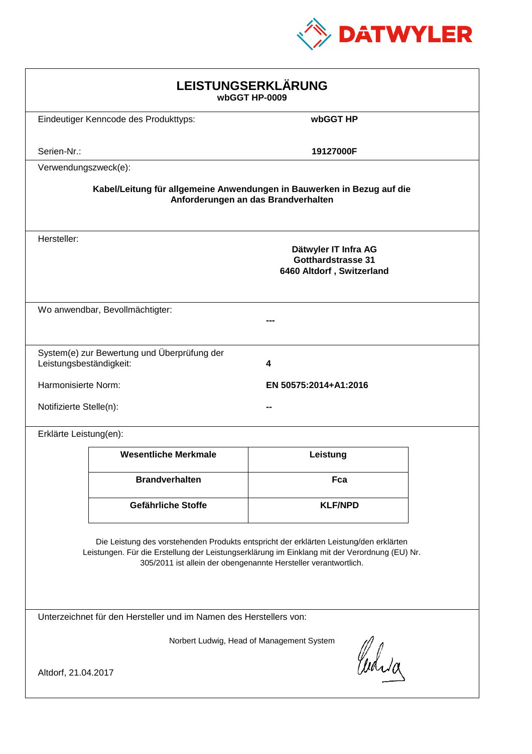# LEISTUNGSERKLÄRUNG

**wbGGT HP-0009**

| | |
|---|---|
| Eindeutiger Kenncode des Produkttyps: | **wbGGT HP** |
| Serien-Nr.: | **19127000F** |

Verwendungszweck(e):

**Kabel/Leitung für allgemeine Anwendungen in Bauwerken in Bezug auf die Anforderungen an das Brandverhalten**

Hersteller:

**Dätwyler IT Infra AG**
**Gotthardstrasse 31**
**6460 Altdorf , Switzerland**

Wo anwendbar, Bevollmächtigter: **---**

| | |
|---|---|
| System(e) zur Bewertung und Überprüfung der Leistungsbeständigkeit: | **4** |
| Harmonisierte Norm: | **EN 50575:2014+A1:2016** |
| Notifizierte Stelle(n): | **--** |

Erklärte Leistung(en):

| Wesentliche Merkmale | Leistung |
|---|---|
| **Brandverhalten** | **Fca** |
| **Gefährliche Stoffe** | **KLF/NPD** |

Die Leistung des vorstehenden Produkts entspricht der erklärten Leistung/den erklärten Leistungen. Für die Erstellung der Leistungserklärung im Einklang mit der Verordnung (EU) Nr. 305/2011 ist allein der obengenannte Hersteller verantwortlich.

Unterzeichnet für den Hersteller und im Namen des Herstellers von:

Norbert Ludwig, Head of Management System

Altdorf, 21.04.2017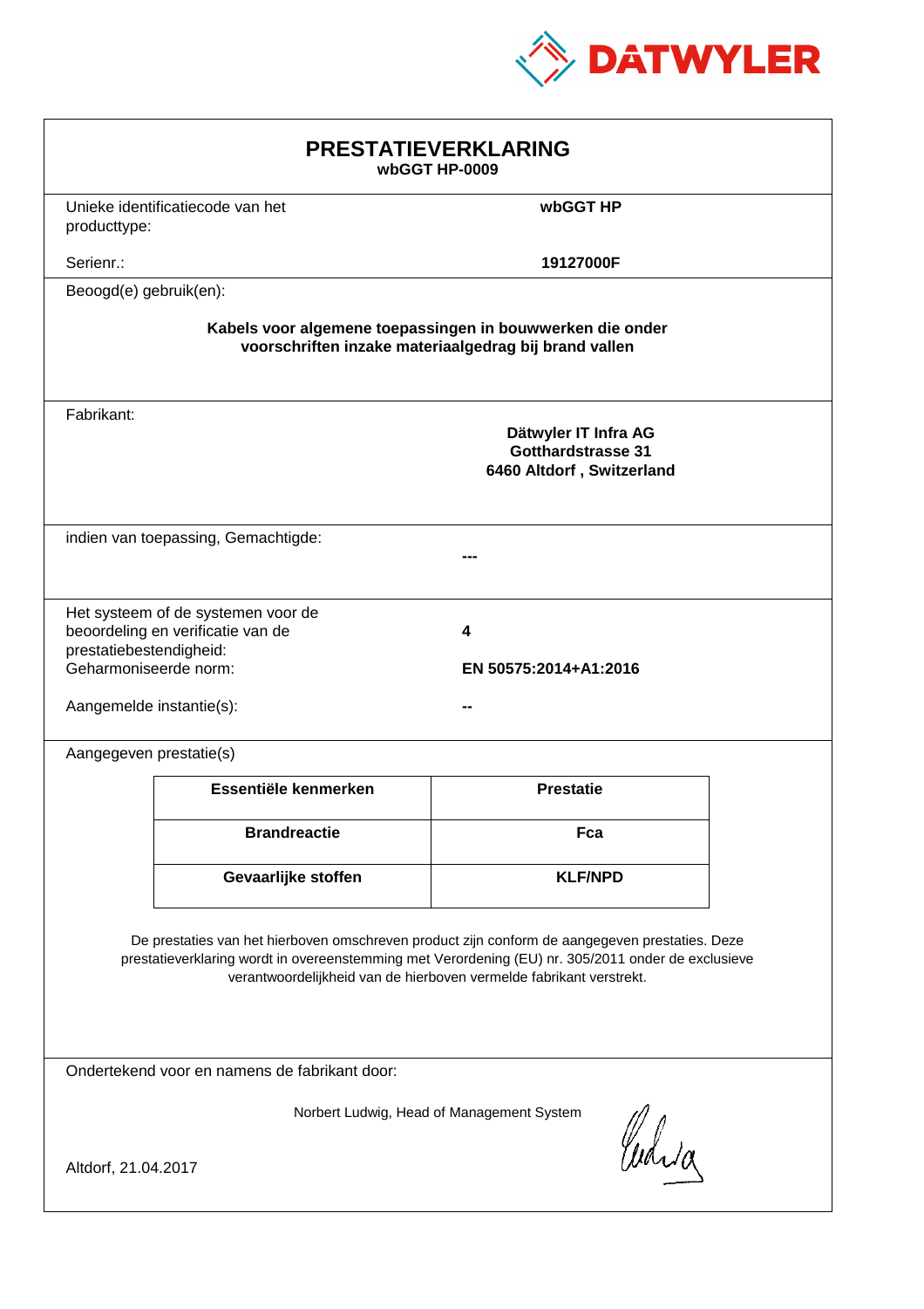DATWYLER

# PRESTATIEVERKLARING

**wbGGT HP-0009**

Unieke identificatiecode van het producttype: **wbGGT HP**

Serienr.: **19127000F**

Beoogd(e) gebruik(en):

**Kabels voor algemene toepassingen in bouwwerken die onder voorschriften inzake materiaalgedrag bij brand vallen**

Fabrikant:

**Dätwyler IT Infra AG**
**Gotthardstrasse 31**
**6460 Altdorf , Switzerland**

indien van toepassing, Gemachtigde: **---**

Het systeem of de systemen voor de beoordeling en verificatie van de prestatiebestendigheid: **4**

Geharmoniseerde norm: **EN 50575:2014+A1:2016**

Aangemelde instantie(s): **--**

Aangegeven prestatie(s)

| Essentiële kenmerken | Prestatie |
|---|---|
| **Brandreactie** | **Fca** |
| **Gevaarlijke stoffen** | **KLF/NPD** |

De prestaties van het hierboven omschreven product zijn conform de aangegeven prestaties. Deze prestatieverklaring wordt in overeenstemming met Verordening (EU) nr. 305/2011 onder de exclusieve verantwoordelijkheid van de hierboven vermelde fabrikant verstrekt.

Ondertekend voor en namens de fabrikant door:

Norbert Ludwig, Head of Management System

Altdorf, 21.04.2017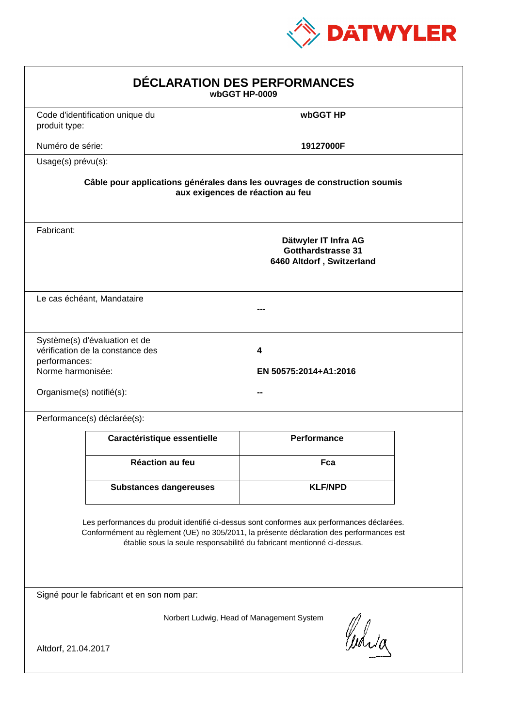DATWYLER

# DÉCLARATION DES PERFORMANCES

**wbGGT HP-0009**

| | |
|---|---|
| Code d'identification unique du produit type: | **wbGGT HP** |
| Numéro de série: | **19127000F** |

Usage(s) prévu(s):

**Câble pour applications générales dans les ouvrages de construction soumis aux exigences de réaction au feu**

Fabricant:

**Dätwyler IT Infra AG**
**Gotthardstrasse 31**
**6460 Altdorf , Switzerland**

Le cas échéant, Mandataire

**---**

| | |
|---|---|
| Système(s) d'évaluation et de vérification de la constance des performances: | **4** |
| Norme harmonisée: | **EN 50575:2014+A1:2016** |
| Organisme(s) notifié(s): | **--** |

Performance(s) déclarée(s):

| Caractéristique essentielle | Performance |
|---|---|
| **Réaction au feu** | **Fca** |
| **Substances dangereuses** | **KLF/NPD** |

Les performances du produit identifié ci-dessus sont conformes aux performances déclarées. Conformément au règlement (UE) no 305/2011, la présente déclaration des performances est établie sous la seule responsabilité du fabricant mentionné ci-dessus.

Signé pour le fabricant et en son nom par:

Norbert Ludwig, Head of Management System

Altdorf, 21.04.2017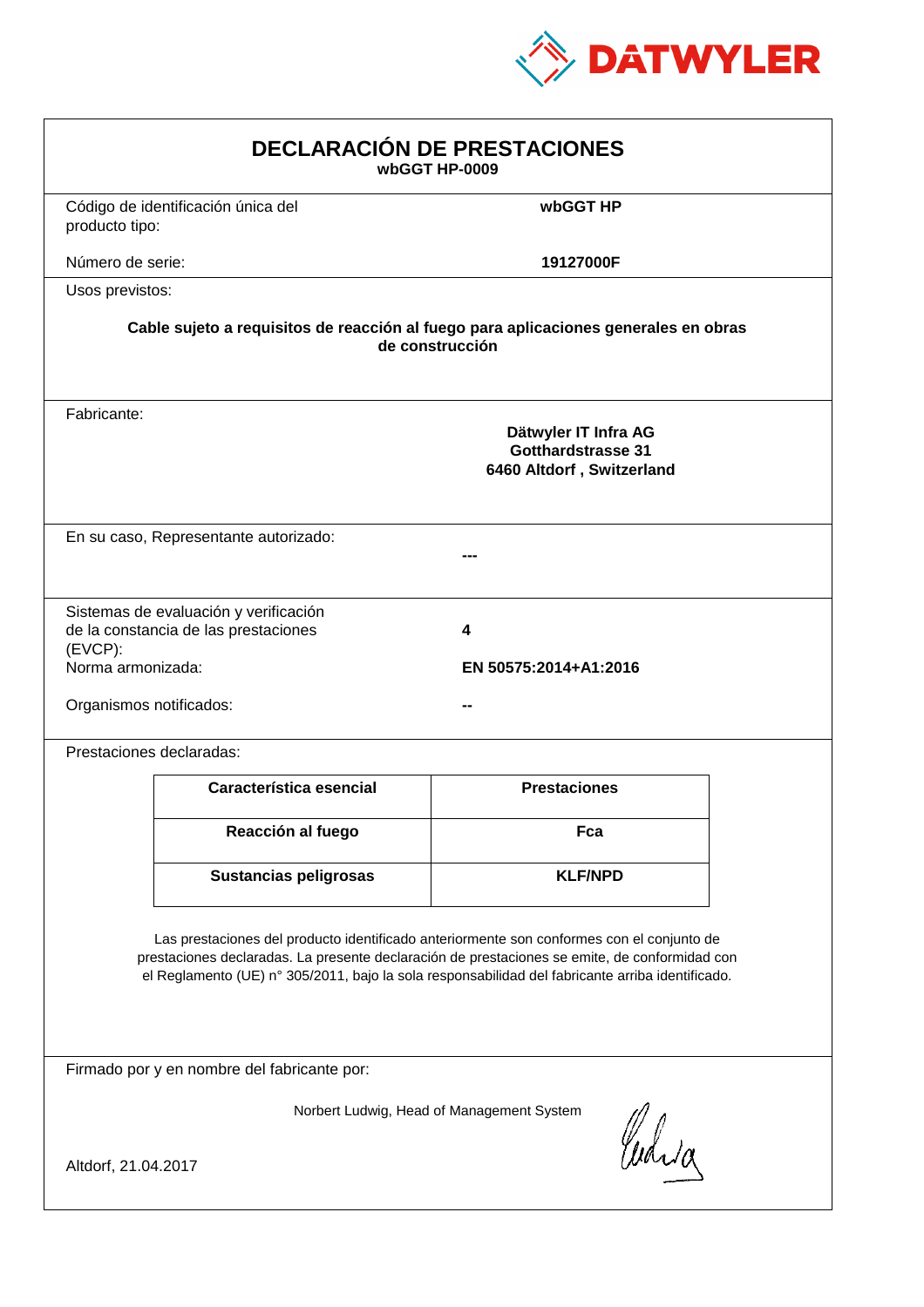DATWYLER

# DECLARACIÓN DE PRESTACIONES

**wbGGT HP-0009**

Código de identificación única del producto tipo: **wbGGT HP**

Número de serie: **19127000F**

Usos previstos:

**Cable sujeto a requisitos de reacción al fuego para aplicaciones generales en obras de construcción**

Fabricante:

**Dätwyler IT Infra AG**
**Gotthardstrasse 31**
**6460 Altdorf , Switzerland**

En su caso, Representante autorizado: **---**

Sistemas de evaluación y verificación de la constancia de las prestaciones (EVCP): **4**

Norma armonizada: **EN 50575:2014+A1:2016**

Organismos notificados: **--**

Prestaciones declaradas:

| Característica esencial | Prestaciones |
|---|---|
| **Reacción al fuego** | **Fca** |
| **Sustancias peligrosas** | **KLF/NPD** |

Las prestaciones del producto identificado anteriormente son conformes con el conjunto de prestaciones declaradas. La presente declaración de prestaciones se emite, de conformidad con el Reglamento (UE) n° 305/2011, bajo la sola responsabilidad del fabricante arriba identificado.

Firmado por y en nombre del fabricante por:

Norbert Ludwig, Head of Management System

Altdorf, 21.04.2017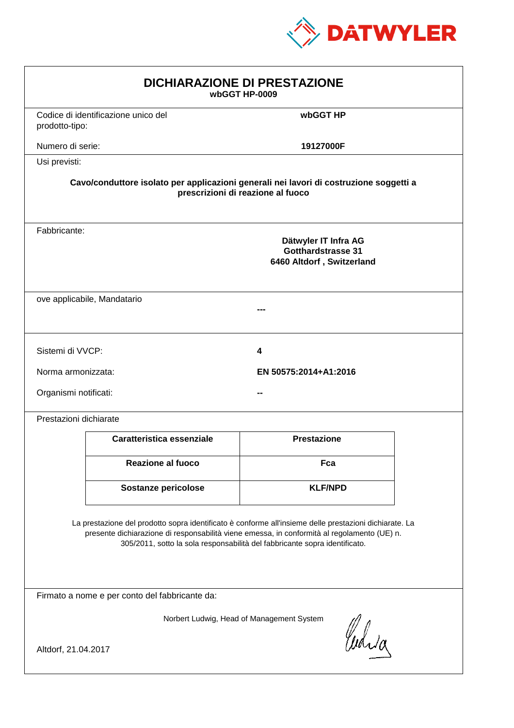DATWYLER

# DICHIARAZIONE DI PRESTAZIONE

**wbGGT HP-0009**

Codice di identificazione unico del prodotto-tipo: **wbGGT HP**

Numero di serie: **19127000F**

Usi previsti:

**Cavo/conduttore isolato per applicazioni generali nei lavori di costruzione soggetti a prescrizioni di reazione al fuoco**

Fabbricante:

**Dätwyler IT Infra AG**
**Gotthardstrasse 31**
**6460 Altdorf , Switzerland**

ove applicabile, Mandatario

**---**

Sistemi di VVCP: **4**

Norma armonizzata: **EN 50575:2014+A1:2016**

Organismi notificati: **--**

Prestazioni dichiarate

| Caratteristica essenziale | Prestazione |
|---|---|
| **Reazione al fuoco** | **Fca** |
| **Sostanze pericolose** | **KLF/NPD** |

La prestazione del prodotto sopra identificato è conforme all'insieme delle prestazioni dichiarate. La presente dichiarazione di responsabilità viene emessa, in conformità al regolamento (UE) n. 305/2011, sotto la sola responsabilità del fabbricante sopra identificato.

Firmato a nome e per conto del fabbricante da:

Norbert Ludwig, Head of Management System

Altdorf, 21.04.2017